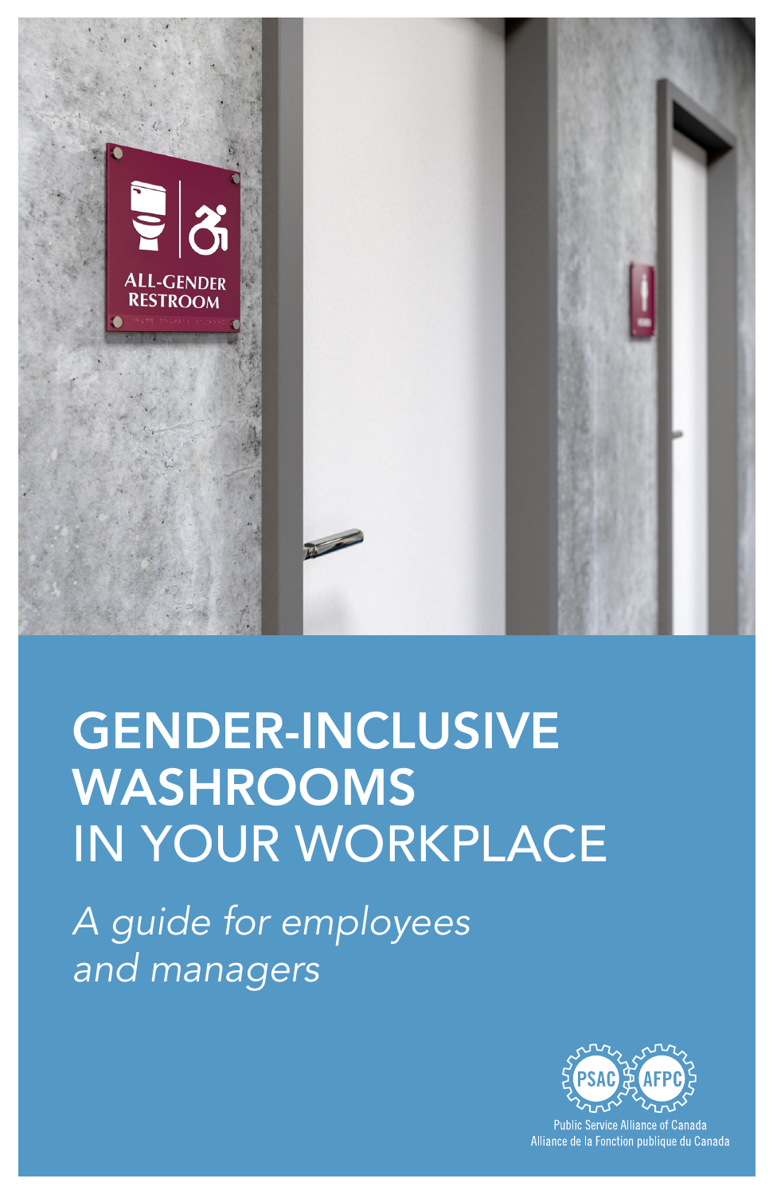# GENDER-INCLUSIVE WASHROOMS IN YOUR WORKPLACE

*A guide for employees and managers*

Public Service Alliance of Canada
Alliance de la Fonction publique du Canada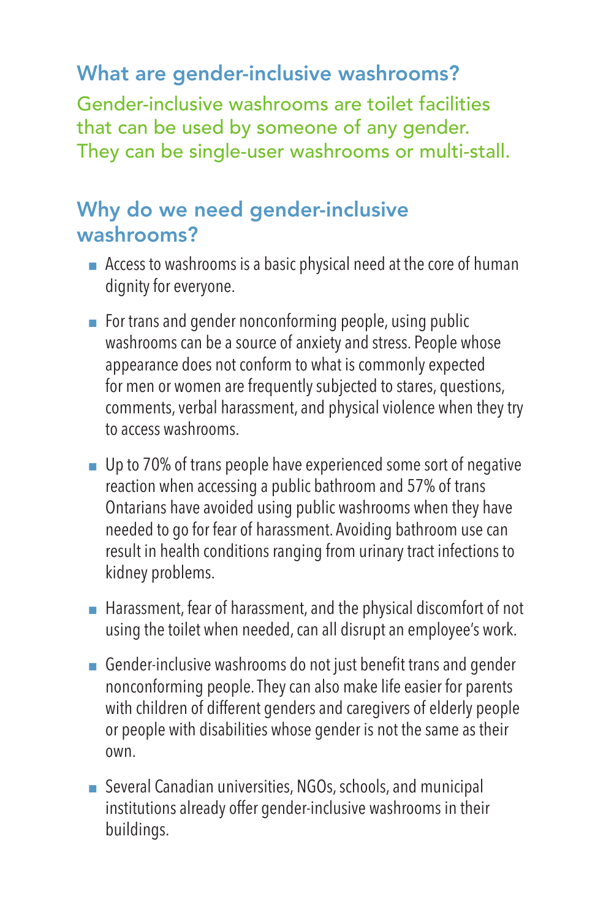## What are gender-inclusive washrooms?

Gender-inclusive washrooms are toilet facilities that can be used by someone of any gender. They can be single-user washrooms or multi-stall.

## Why do we need gender-inclusive washrooms?

- Access to washrooms is a basic physical need at the core of human dignity for everyone.
- For trans and gender nonconforming people, using public washrooms can be a source of anxiety and stress. People whose appearance does not conform to what is commonly expected for men or women are frequently subjected to stares, questions, comments, verbal harassment, and physical violence when they try to access washrooms.
- Up to 70% of trans people have experienced some sort of negative reaction when accessing a public bathroom and 57% of trans Ontarians have avoided using public washrooms when they have needed to go for fear of harassment. Avoiding bathroom use can result in health conditions ranging from urinary tract infections to kidney problems.
- Harassment, fear of harassment, and the physical discomfort of not using the toilet when needed, can all disrupt an employee's work.
- Gender-inclusive washrooms do not just benefit trans and gender nonconforming people. They can also make life easier for parents with children of different genders and caregivers of elderly people or people with disabilities whose gender is not the same as their own.
- Several Canadian universities, NGOs, schools, and municipal institutions already offer gender-inclusive washrooms in their buildings.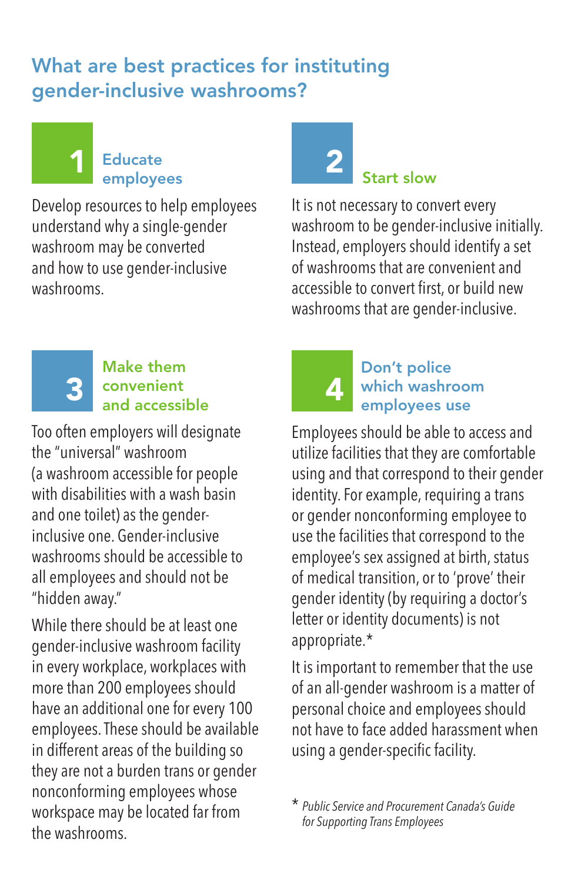## What are best practices for instituting gender-inclusive washrooms?

### 1 Educate employees

Develop resources to help employees understand why a single-gender washroom may be converted and how to use gender-inclusive washrooms.

### 2 Start slow

It is not necessary to convert every washroom to be gender-inclusive initially. Instead, employers should identify a set of washrooms that are convenient and accessible to convert first, or build new washrooms that are gender-inclusive.

### 3 Make them convenient and accessible

Too often employers will designate the "universal" washroom (a washroom accessible for people with disabilities with a wash basin and one toilet) as the gender-inclusive one. Gender-inclusive washrooms should be accessible to all employees and should not be "hidden away."

While there should be at least one gender-inclusive washroom facility in every workplace, workplaces with more than 200 employees should have an additional one for every 100 employees. These should be available in different areas of the building so they are not a burden trans or gender nonconforming employees whose workspace may be located far from the washrooms.

### 4 Don't police which washroom employees use

Employees should be able to access and utilize facilities that they are comfortable using and that correspond to their gender identity. For example, requiring a trans or gender nonconforming employee to use the facilities that correspond to the employee's sex assigned at birth, status of medical transition, or to 'prove' their gender identity (by requiring a doctor's letter or identity documents) is not appropriate.*

It is important to remember that the use of an all-gender washroom is a matter of personal choice and employees should not have to face added harassment when using a gender-specific facility.

\* *Public Service and Procurement Canada's Guide for Supporting Trans Employees*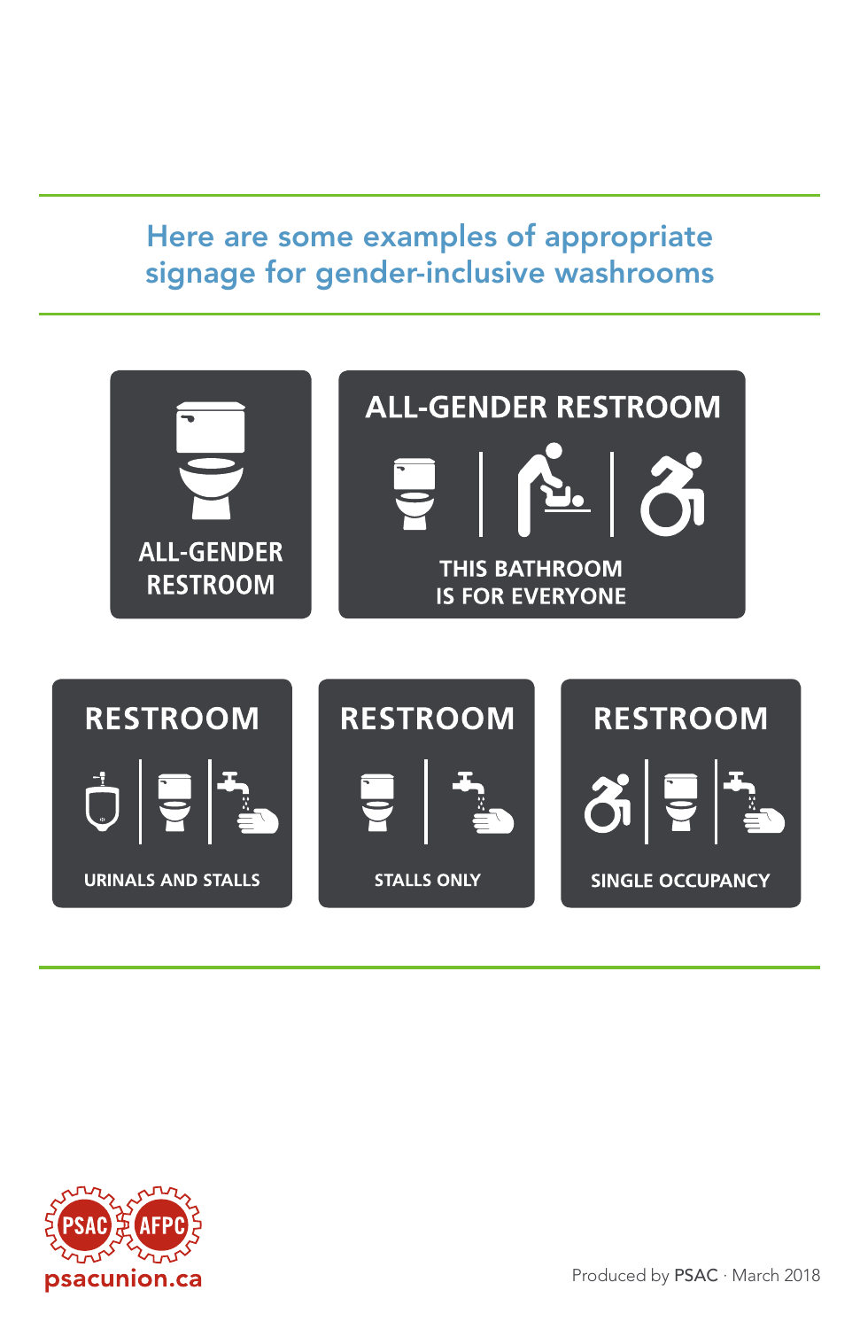## Here are some examples of appropriate signage for gender-inclusive washrooms

ALL-GENDER RESTROOM

ALL-GENDER RESTROOM

THIS BATHROOM IS FOR EVERYONE

RESTROOM

URINALS AND STALLS

RESTROOM

STALLS ONLY

RESTROOM

SINGLE OCCUPANCY

PSAC AFPC

psacunion.ca

Produced by **PSAC** · March 2018